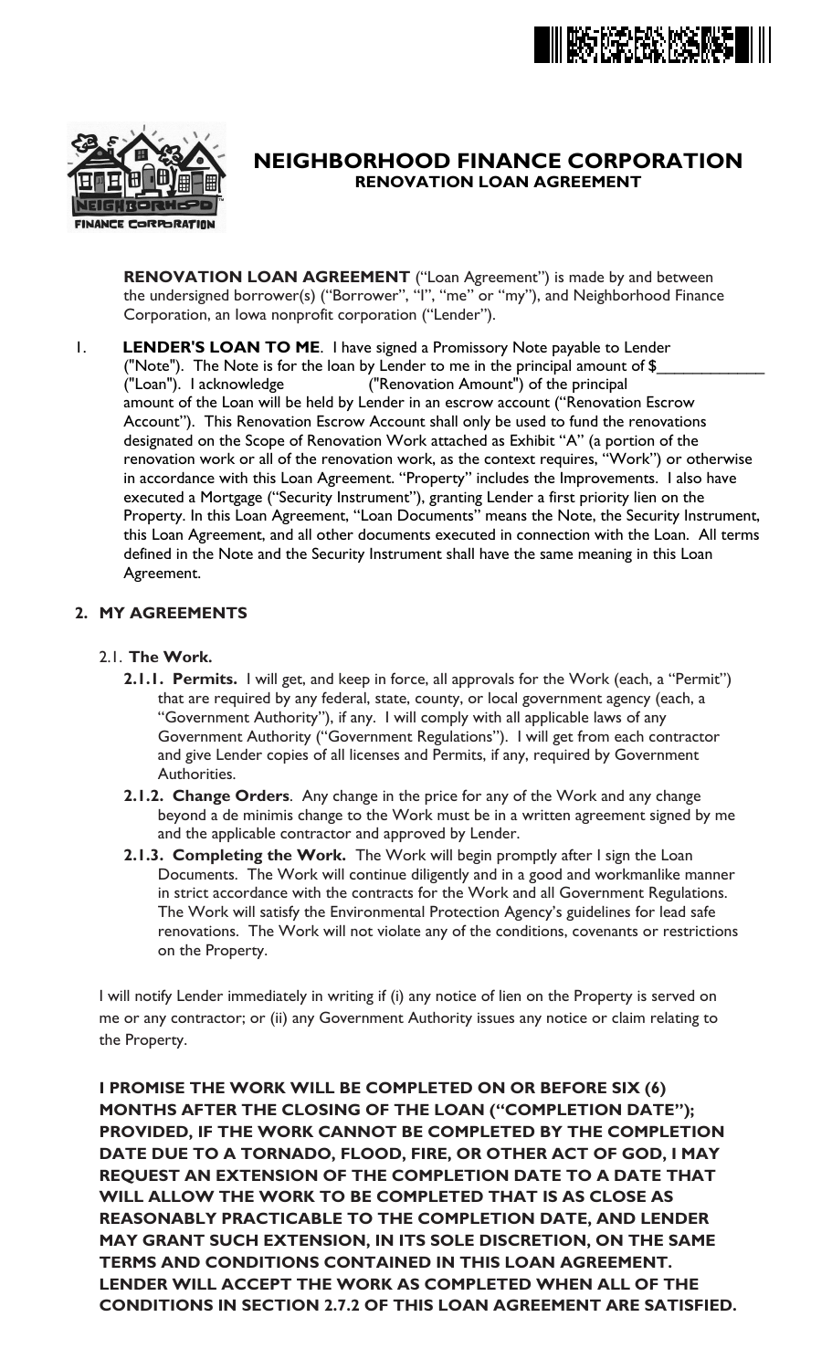# NEIGHBORHOOD FINANCE CORPORATION

## RENOVATION LOAN AGREEMENT

**RENOVATION LOAN AGREEMENT** ("Loan Agreement") is made by and between the undersigned borrower(s) ("Borrower", "I", "me" or "my"), and Neighborhood Finance Corporation, an Iowa nonprofit corporation ("Lender").

1. **LENDER'S LOAN TO ME**. I have signed a Promissory Note payable to Lender ("Note"). The Note is for the loan by Lender to me in the principal amount of $____________ ("Loan"). I acknowledge ("Renovation Amount") of the principal amount of the Loan will be held by Lender in an escrow account ("Renovation Escrow Account"). This Renovation Escrow Account shall only be used to fund the renovations designated on the Scope of Renovation Work attached as Exhibit "A" (a portion of the renovation work or all of the renovation work, as the context requires, "Work") or otherwise in accordance with this Loan Agreement. "Property" includes the Improvements. I also have executed a Mortgage ("Security Instrument"), granting Lender a first priority lien on the Property. In this Loan Agreement, "Loan Documents" means the Note, the Security Instrument, this Loan Agreement, and all other documents executed in connection with the Loan. All terms defined in the Note and the Security Instrument shall have the same meaning in this Loan Agreement.

**2. MY AGREEMENTS**

2.1. **The Work.**

**2.1.1. Permits.** I will get, and keep in force, all approvals for the Work (each, a "Permit") that are required by any federal, state, county, or local government agency (each, a "Government Authority"), if any. I will comply with all applicable laws of any Government Authority ("Government Regulations"). I will get from each contractor and give Lender copies of all licenses and Permits, if any, required by Government Authorities.

**2.1.2. Change Orders**. Any change in the price for any of the Work and any change beyond a de minimis change to the Work must be in a written agreement signed by me and the applicable contractor and approved by Lender.

**2.1.3. Completing the Work.** The Work will begin promptly after I sign the Loan Documents. The Work will continue diligently and in a good and workmanlike manner in strict accordance with the contracts for the Work and all Government Regulations. The Work will satisfy the Environmental Protection Agency's guidelines for lead safe renovations. The Work will not violate any of the conditions, covenants or restrictions on the Property.

I will notify Lender immediately in writing if (i) any notice of lien on the Property is served on me or any contractor; or (ii) any Government Authority issues any notice or claim relating to the Property.

**I PROMISE THE WORK WILL BE COMPLETED ON OR BEFORE SIX (6) MONTHS AFTER THE CLOSING OF THE LOAN ("COMPLETION DATE"); PROVIDED, IF THE WORK CANNOT BE COMPLETED BY THE COMPLETION DATE DUE TO A TORNADO, FLOOD, FIRE, OR OTHER ACT OF GOD, I MAY REQUEST AN EXTENSION OF THE COMPLETION DATE TO A DATE THAT WILL ALLOW THE WORK TO BE COMPLETED THAT IS AS CLOSE AS REASONABLY PRACTICABLE TO THE COMPLETION DATE, AND LENDER MAY GRANT SUCH EXTENSION, IN ITS SOLE DISCRETION, ON THE SAME TERMS AND CONDITIONS CONTAINED IN THIS LOAN AGREEMENT. LENDER WILL ACCEPT THE WORK AS COMPLETED WHEN ALL OF THE CONDITIONS IN SECTION 2.7.2 OF THIS LOAN AGREEMENT ARE SATISFIED.**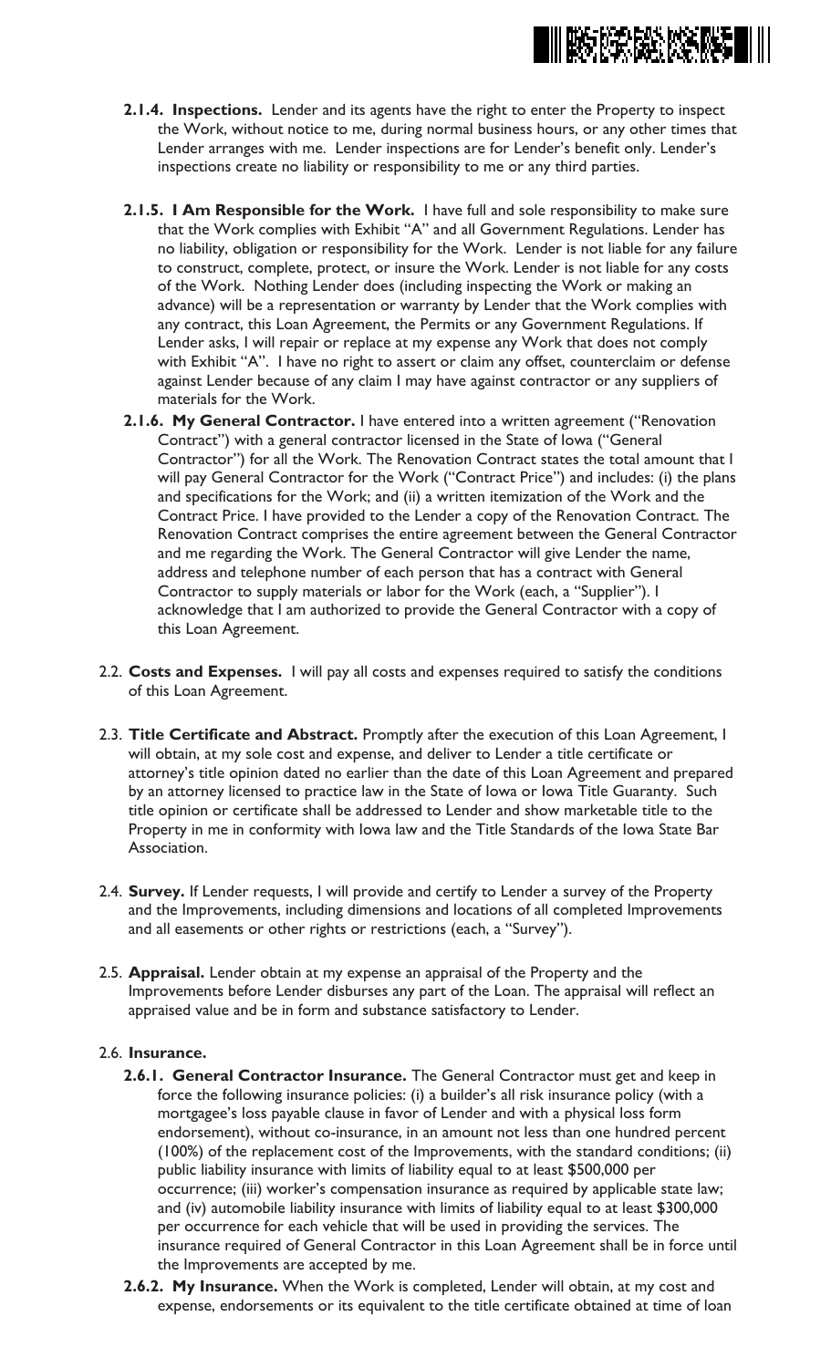**2.1.4. Inspections.** Lender and its agents have the right to enter the Property to inspect the Work, without notice to me, during normal business hours, or any other times that Lender arranges with me. Lender inspections are for Lender's benefit only. Lender's inspections create no liability or responsibility to me or any third parties.

**2.1.5. I Am Responsible for the Work.** I have full and sole responsibility to make sure that the Work complies with Exhibit "A" and all Government Regulations. Lender has no liability, obligation or responsibility for the Work. Lender is not liable for any failure to construct, complete, protect, or insure the Work. Lender is not liable for any costs of the Work. Nothing Lender does (including inspecting the Work or making an advance) will be a representation or warranty by Lender that the Work complies with any contract, this Loan Agreement, the Permits or any Government Regulations. If Lender asks, I will repair or replace at my expense any Work that does not comply with Exhibit "A". I have no right to assert or claim any offset, counterclaim or defense against Lender because of any claim I may have against contractor or any suppliers of materials for the Work.

**2.1.6. My General Contractor.** I have entered into a written agreement ("Renovation Contract") with a general contractor licensed in the State of Iowa ("General Contractor") for all the Work. The Renovation Contract states the total amount that I will pay General Contractor for the Work ("Contract Price") and includes: (i) the plans and specifications for the Work; and (ii) a written itemization of the Work and the Contract Price. I have provided to the Lender a copy of the Renovation Contract. The Renovation Contract comprises the entire agreement between the General Contractor and me regarding the Work. The General Contractor will give Lender the name, address and telephone number of each person that has a contract with General Contractor to supply materials or labor for the Work (each, a "Supplier"). I acknowledge that I am authorized to provide the General Contractor with a copy of this Loan Agreement.

2.2. **Costs and Expenses.** I will pay all costs and expenses required to satisfy the conditions of this Loan Agreement.

2.3. **Title Certificate and Abstract.** Promptly after the execution of this Loan Agreement, I will obtain, at my sole cost and expense, and deliver to Lender a title certificate or attorney's title opinion dated no earlier than the date of this Loan Agreement and prepared by an attorney licensed to practice law in the State of Iowa or Iowa Title Guaranty. Such title opinion or certificate shall be addressed to Lender and show marketable title to the Property in me in conformity with Iowa law and the Title Standards of the Iowa State Bar Association.

2.4. **Survey.** If Lender requests, I will provide and certify to Lender a survey of the Property and the Improvements, including dimensions and locations of all completed Improvements and all easements or other rights or restrictions (each, a "Survey").

2.5. **Appraisal.** Lender obtain at my expense an appraisal of the Property and the Improvements before Lender disburses any part of the Loan. The appraisal will reflect an appraised value and be in form and substance satisfactory to Lender.

2.6. **Insurance.**

**2.6.1. General Contractor Insurance.** The General Contractor must get and keep in force the following insurance policies: (i) a builder's all risk insurance policy (with a mortgagee's loss payable clause in favor of Lender and with a physical loss form endorsement), without co-insurance, in an amount not less than one hundred percent (100%) of the replacement cost of the Improvements, with the standard conditions; (ii) public liability insurance with limits of liability equal to at least $500,000 per occurrence; (iii) worker's compensation insurance as required by applicable state law; and (iv) automobile liability insurance with limits of liability equal to at least $300,000 per occurrence for each vehicle that will be used in providing the services. The insurance required of General Contractor in this Loan Agreement shall be in force until the Improvements are accepted by me.

**2.6.2. My Insurance.** When the Work is completed, Lender will obtain, at my cost and expense, endorsements or its equivalent to the title certificate obtained at time of loan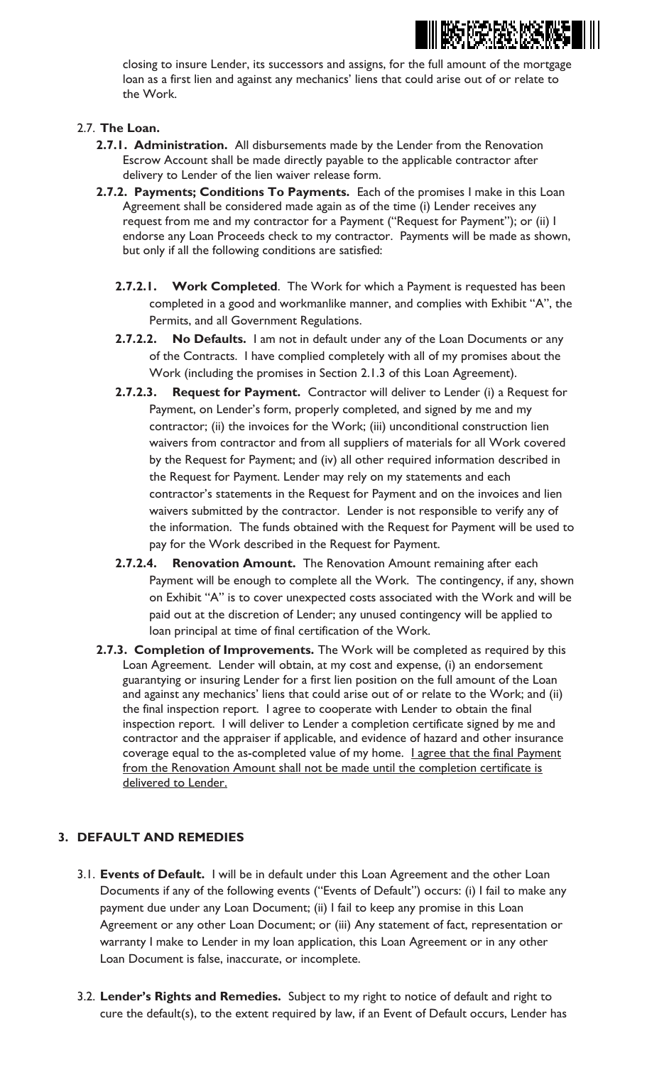closing to insure Lender, its successors and assigns, for the full amount of the mortgage loan as a first lien and against any mechanics' liens that could arise out of or relate to the Work.

2.7. **The Loan.**

**2.7.1. Administration.** All disbursements made by the Lender from the Renovation Escrow Account shall be made directly payable to the applicable contractor after delivery to Lender of the lien waiver release form.

**2.7.2. Payments; Conditions To Payments.** Each of the promises I make in this Loan Agreement shall be considered made again as of the time (i) Lender receives any request from me and my contractor for a Payment ("Request for Payment"); or (ii) I endorse any Loan Proceeds check to my contractor. Payments will be made as shown, but only if all the following conditions are satisfied:

**2.7.2.1. Work Completed**. The Work for which a Payment is requested has been completed in a good and workmanlike manner, and complies with Exhibit "A", the Permits, and all Government Regulations.

**2.7.2.2. No Defaults.** I am not in default under any of the Loan Documents or any of the Contracts. I have complied completely with all of my promises about the Work (including the promises in Section 2.1.3 of this Loan Agreement).

**2.7.2.3. Request for Payment.** Contractor will deliver to Lender (i) a Request for Payment, on Lender's form, properly completed, and signed by me and my contractor; (ii) the invoices for the Work; (iii) unconditional construction lien waivers from contractor and from all suppliers of materials for all Work covered by the Request for Payment; and (iv) all other required information described in the Request for Payment. Lender may rely on my statements and each contractor's statements in the Request for Payment and on the invoices and lien waivers submitted by the contractor. Lender is not responsible to verify any of the information. The funds obtained with the Request for Payment will be used to pay for the Work described in the Request for Payment.

**2.7.2.4. Renovation Amount.** The Renovation Amount remaining after each Payment will be enough to complete all the Work. The contingency, if any, shown on Exhibit "A" is to cover unexpected costs associated with the Work and will be paid out at the discretion of Lender; any unused contingency will be applied to loan principal at time of final certification of the Work.

**2.7.3. Completion of Improvements.** The Work will be completed as required by this Loan Agreement. Lender will obtain, at my cost and expense, (i) an endorsement guarantying or insuring Lender for a first lien position on the full amount of the Loan and against any mechanics' liens that could arise out of or relate to the Work; and (ii) the final inspection report. I agree to cooperate with Lender to obtain the final inspection report. I will deliver to Lender a completion certificate signed by me and contractor and the appraiser if applicable, and evidence of hazard and other insurance coverage equal to the as-completed value of my home. <u>I agree that the final Payment from the Renovation Amount shall not be made until the completion certificate is delivered to Lender.</u>

## 3. DEFAULT AND REMEDIES

3.1. **Events of Default.** I will be in default under this Loan Agreement and the other Loan Documents if any of the following events ("Events of Default") occurs: (i) I fail to make any payment due under any Loan Document; (ii) I fail to keep any promise in this Loan Agreement or any other Loan Document; or (iii) Any statement of fact, representation or warranty I make to Lender in my loan application, this Loan Agreement or in any other Loan Document is false, inaccurate, or incomplete.

3.2. **Lender's Rights and Remedies.** Subject to my right to notice of default and right to cure the default(s), to the extent required by law, if an Event of Default occurs, Lender has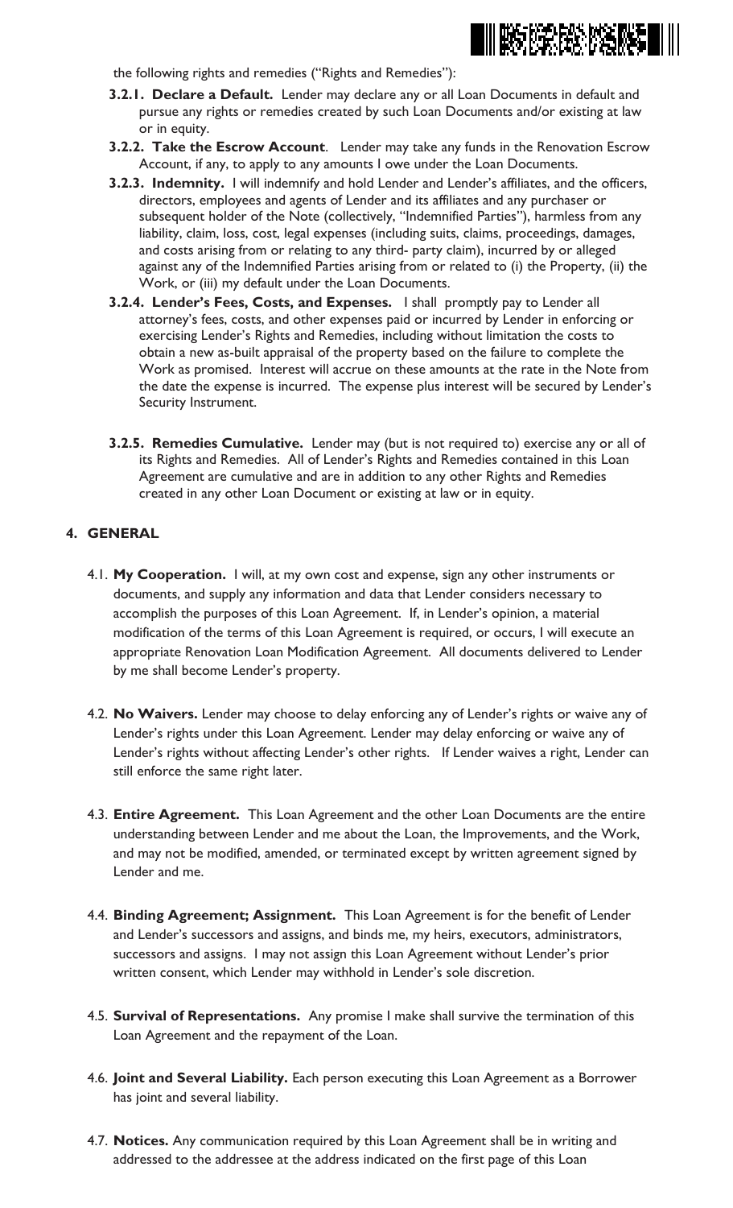the following rights and remedies ("Rights and Remedies"):

- **3.2.1. Declare a Default.** Lender may declare any or all Loan Documents in default and pursue any rights or remedies created by such Loan Documents and/or existing at law or in equity.
- **3.2.2. Take the Escrow Account**. Lender may take any funds in the Renovation Escrow Account, if any, to apply to any amounts I owe under the Loan Documents.
- **3.2.3. Indemnity.** I will indemnify and hold Lender and Lender's affiliates, and the officers, directors, employees and agents of Lender and its affiliates and any purchaser or subsequent holder of the Note (collectively, "Indemnified Parties"), harmless from any liability, claim, loss, cost, legal expenses (including suits, claims, proceedings, damages, and costs arising from or relating to any third- party claim), incurred by or alleged against any of the Indemnified Parties arising from or related to (i) the Property, (ii) the Work, or (iii) my default under the Loan Documents.
- **3.2.4. Lender's Fees, Costs, and Expenses.** I shall promptly pay to Lender all attorney's fees, costs, and other expenses paid or incurred by Lender in enforcing or exercising Lender's Rights and Remedies, including without limitation the costs to obtain a new as-built appraisal of the property based on the failure to complete the Work as promised. Interest will accrue on these amounts at the rate in the Note from the date the expense is incurred. The expense plus interest will be secured by Lender's Security Instrument.
- **3.2.5. Remedies Cumulative.** Lender may (but is not required to) exercise any or all of its Rights and Remedies. All of Lender's Rights and Remedies contained in this Loan Agreement are cumulative and are in addition to any other Rights and Remedies created in any other Loan Document or existing at law or in equity.

## 4. GENERAL

4.1. **My Cooperation.** I will, at my own cost and expense, sign any other instruments or documents, and supply any information and data that Lender considers necessary to accomplish the purposes of this Loan Agreement. If, in Lender's opinion, a material modification of the terms of this Loan Agreement is required, or occurs, I will execute an appropriate Renovation Loan Modification Agreement. All documents delivered to Lender by me shall become Lender's property.

4.2. **No Waivers.** Lender may choose to delay enforcing any of Lender's rights or waive any of Lender's rights under this Loan Agreement. Lender may delay enforcing or waive any of Lender's rights without affecting Lender's other rights. If Lender waives a right, Lender can still enforce the same right later.

4.3. **Entire Agreement.** This Loan Agreement and the other Loan Documents are the entire understanding between Lender and me about the Loan, the Improvements, and the Work, and may not be modified, amended, or terminated except by written agreement signed by Lender and me.

4.4. **Binding Agreement; Assignment.** This Loan Agreement is for the benefit of Lender and Lender's successors and assigns, and binds me, my heirs, executors, administrators, successors and assigns. I may not assign this Loan Agreement without Lender's prior written consent, which Lender may withhold in Lender's sole discretion.

4.5. **Survival of Representations.** Any promise I make shall survive the termination of this Loan Agreement and the repayment of the Loan.

4.6. **Joint and Several Liability.** Each person executing this Loan Agreement as a Borrower has joint and several liability.

4.7. **Notices.** Any communication required by this Loan Agreement shall be in writing and addressed to the addressee at the address indicated on the first page of this Loan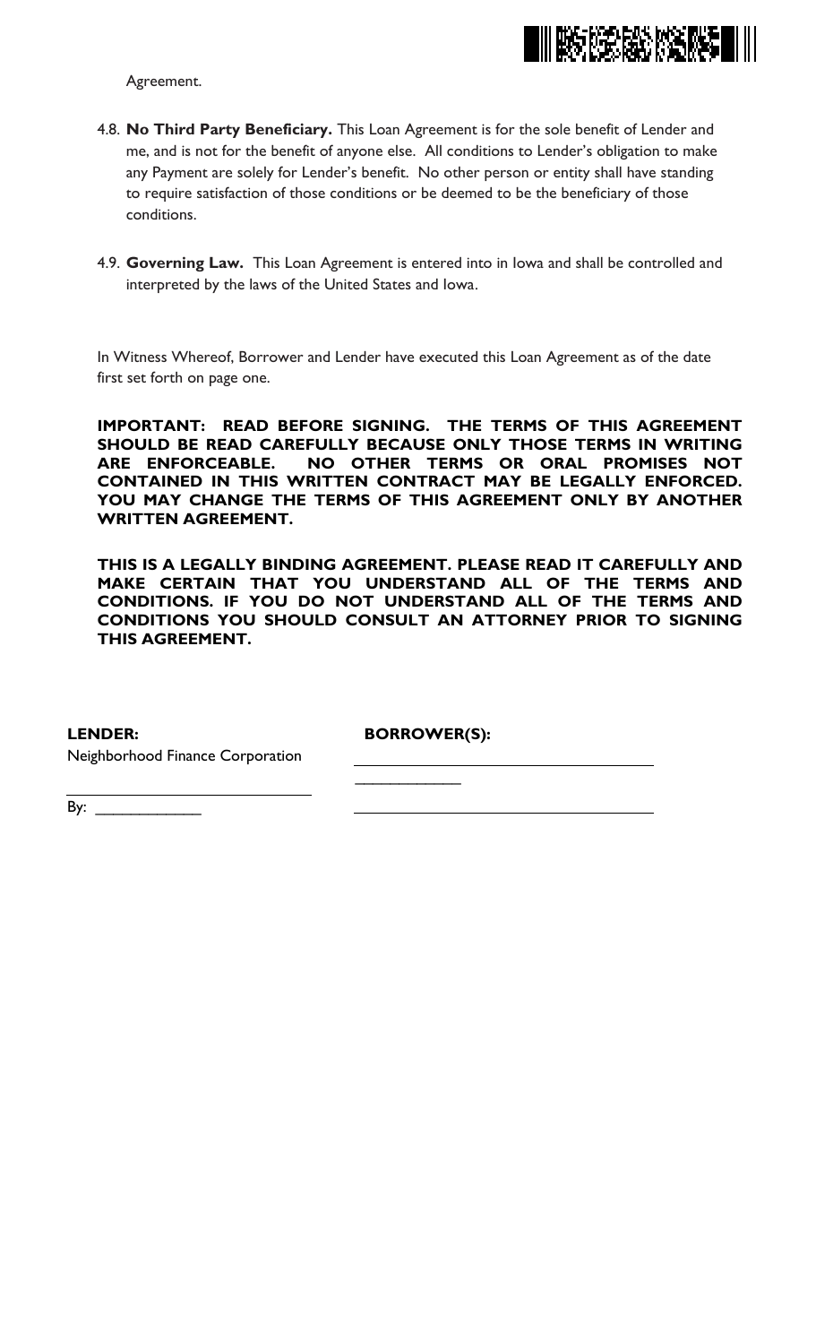Agreement.

4.8. **No Third Party Beneficiary.** This Loan Agreement is for the sole benefit of Lender and me, and is not for the benefit of anyone else. All conditions to Lender's obligation to make any Payment are solely for Lender's benefit. No other person or entity shall have standing to require satisfaction of those conditions or be deemed to be the beneficiary of those conditions.

4.9. **Governing Law.** This Loan Agreement is entered into in Iowa and shall be controlled and interpreted by the laws of the United States and Iowa.

In Witness Whereof, Borrower and Lender have executed this Loan Agreement as of the date first set forth on page one.

**IMPORTANT: READ BEFORE SIGNING. THE TERMS OF THIS AGREEMENT SHOULD BE READ CAREFULLY BECAUSE ONLY THOSE TERMS IN WRITING ARE ENFORCEABLE. NO OTHER TERMS OR ORAL PROMISES NOT CONTAINED IN THIS WRITTEN CONTRACT MAY BE LEGALLY ENFORCED. YOU MAY CHANGE THE TERMS OF THIS AGREEMENT ONLY BY ANOTHER WRITTEN AGREEMENT.**

**THIS IS A LEGALLY BINDING AGREEMENT. PLEASE READ IT CAREFULLY AND MAKE CERTAIN THAT YOU UNDERSTAND ALL OF THE TERMS AND CONDITIONS. IF YOU DO NOT UNDERSTAND ALL OF THE TERMS AND CONDITIONS YOU SHOULD CONSULT AN ATTORNEY PRIOR TO SIGNING THIS AGREEMENT.**

**LENDER:**

Neighborhood Finance Corporation

______________________________

By: ____________

**BORROWER(S):**

______________________________
____________

______________________________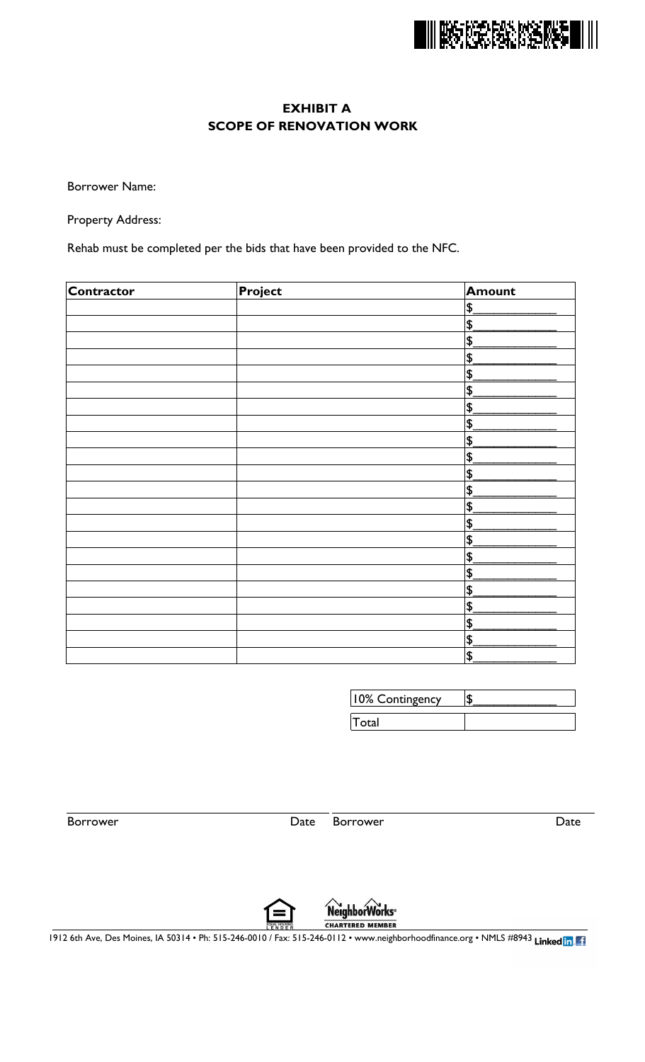**EXHIBIT A**
**SCOPE OF RENOVATION WORK**

Borrower Name:

Property Address:

Rehab must be completed per the bids that have been provided to the NFC.

| Contractor | Project | Amount |
|---|---|---|
| | | $____________ |
| | | $____________ |
| | | $____________ |
| | | $____________ |
| | | $____________ |
| | | $____________ |
| | | $____________ |
| | | $____________ |
| | | $____________ |
| | | $____________ |
| | | $____________ |
| | | $____________ |
| | | $____________ |
| | | $____________ |
| | | $____________ |
| | | $____________ |
| | | $____________ |
| | | $____________ |
| | | $____________ |
| | | $____________ |
| | | $____________ |
| | | $____________ |

| | |
|---|---|
| 10% Contingency | $____________ |
| Total | |

Borrower Date Borrower Date

1912 6th Ave, Des Moines, IA 50314 • Ph: 515-246-0010 / Fax: 515-246-0112 • www.neighborhoodfinance.org • NMLS #8943